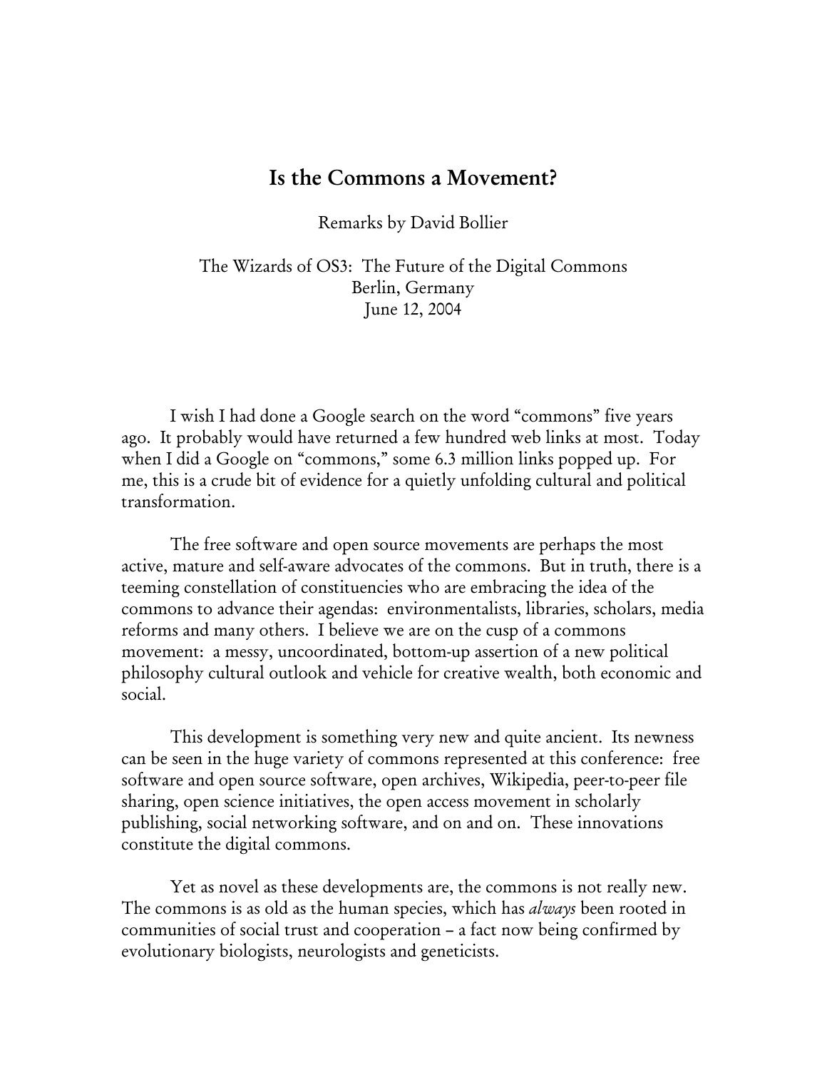# Is the Commons a Movement?

Remarks by David Bollier

The Wizards of OS3: The Future of the Digital Commons
Berlin, Germany
June 12, 2004

I wish I had done a Google search on the word "commons" five years ago. It probably would have returned a few hundred web links at most. Today when I did a Google on "commons," some 6.3 million links popped up. For me, this is a crude bit of evidence for a quietly unfolding cultural and political transformation.

The free software and open source movements are perhaps the most active, mature and self-aware advocates of the commons. But in truth, there is a teeming constellation of constituencies who are embracing the idea of the commons to advance their agendas: environmentalists, libraries, scholars, media reforms and many others. I believe we are on the cusp of a commons movement: a messy, uncoordinated, bottom-up assertion of a new political philosophy cultural outlook and vehicle for creative wealth, both economic and social.

This development is something very new and quite ancient. Its newness can be seen in the huge variety of commons represented at this conference: free software and open source software, open archives, Wikipedia, peer-to-peer file sharing, open science initiatives, the open access movement in scholarly publishing, social networking software, and on and on. These innovations constitute the digital commons.

Yet as novel as these developments are, the commons is not really new. The commons is as old as the human species, which has *always* been rooted in communities of social trust and cooperation – a fact now being confirmed by evolutionary biologists, neurologists and geneticists.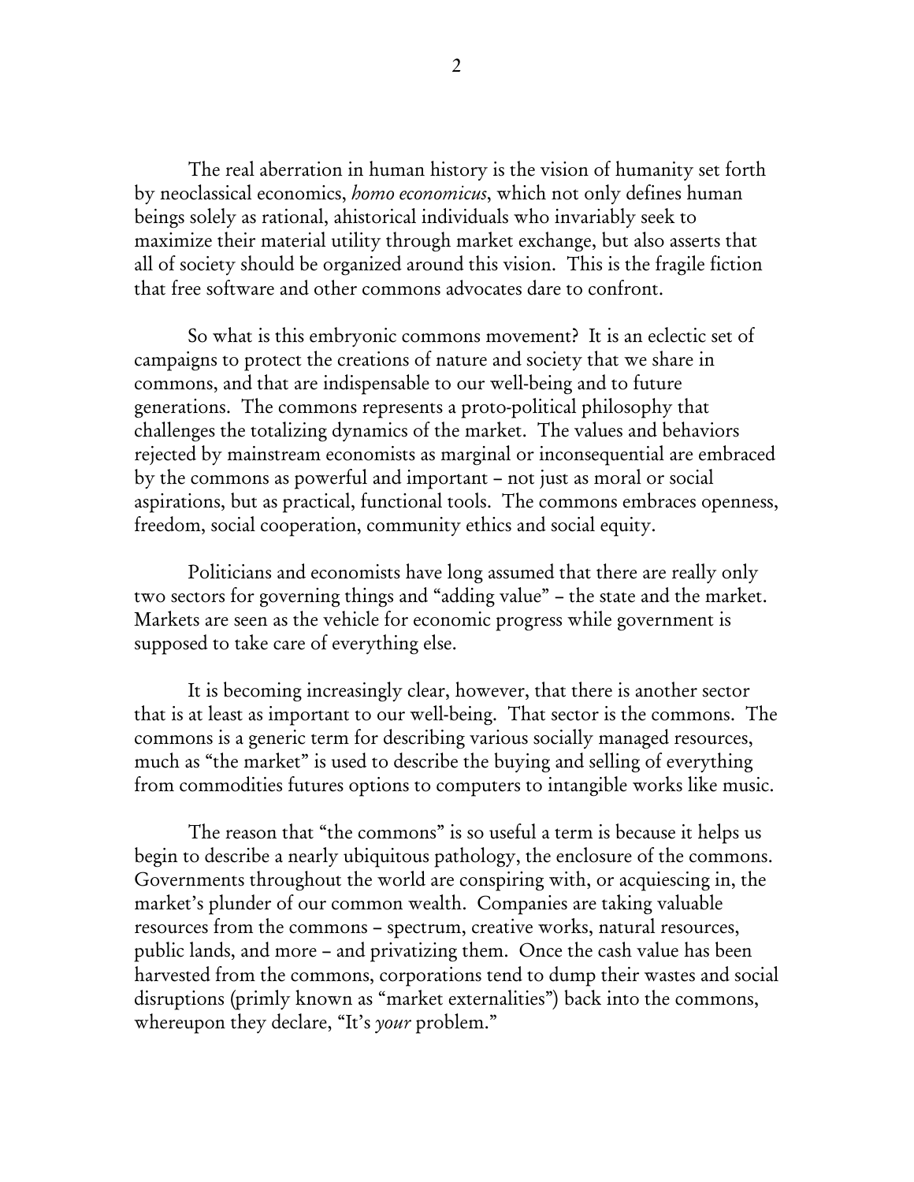The real aberration in human history is the vision of humanity set forth by neoclassical economics, *homo economicus*, which not only defines human beings solely as rational, ahistorical individuals who invariably seek to maximize their material utility through market exchange, but also asserts that all of society should be organized around this vision. This is the fragile fiction that free software and other commons advocates dare to confront.

So what is this embryonic commons movement? It is an eclectic set of campaigns to protect the creations of nature and society that we share in commons, and that are indispensable to our well-being and to future generations. The commons represents a proto-political philosophy that challenges the totalizing dynamics of the market. The values and behaviors rejected by mainstream economists as marginal or inconsequential are embraced by the commons as powerful and important – not just as moral or social aspirations, but as practical, functional tools. The commons embraces openness, freedom, social cooperation, community ethics and social equity.

Politicians and economists have long assumed that there are really only two sectors for governing things and "adding value" – the state and the market. Markets are seen as the vehicle for economic progress while government is supposed to take care of everything else.

It is becoming increasingly clear, however, that there is another sector that is at least as important to our well-being. That sector is the commons. The commons is a generic term for describing various socially managed resources, much as "the market" is used to describe the buying and selling of everything from commodities futures options to computers to intangible works like music.

The reason that "the commons" is so useful a term is because it helps us begin to describe a nearly ubiquitous pathology, the enclosure of the commons. Governments throughout the world are conspiring with, or acquiescing in, the market's plunder of our common wealth. Companies are taking valuable resources from the commons – spectrum, creative works, natural resources, public lands, and more – and privatizing them. Once the cash value has been harvested from the commons, corporations tend to dump their wastes and social disruptions (primly known as "market externalities") back into the commons, whereupon they declare, "It's *your* problem."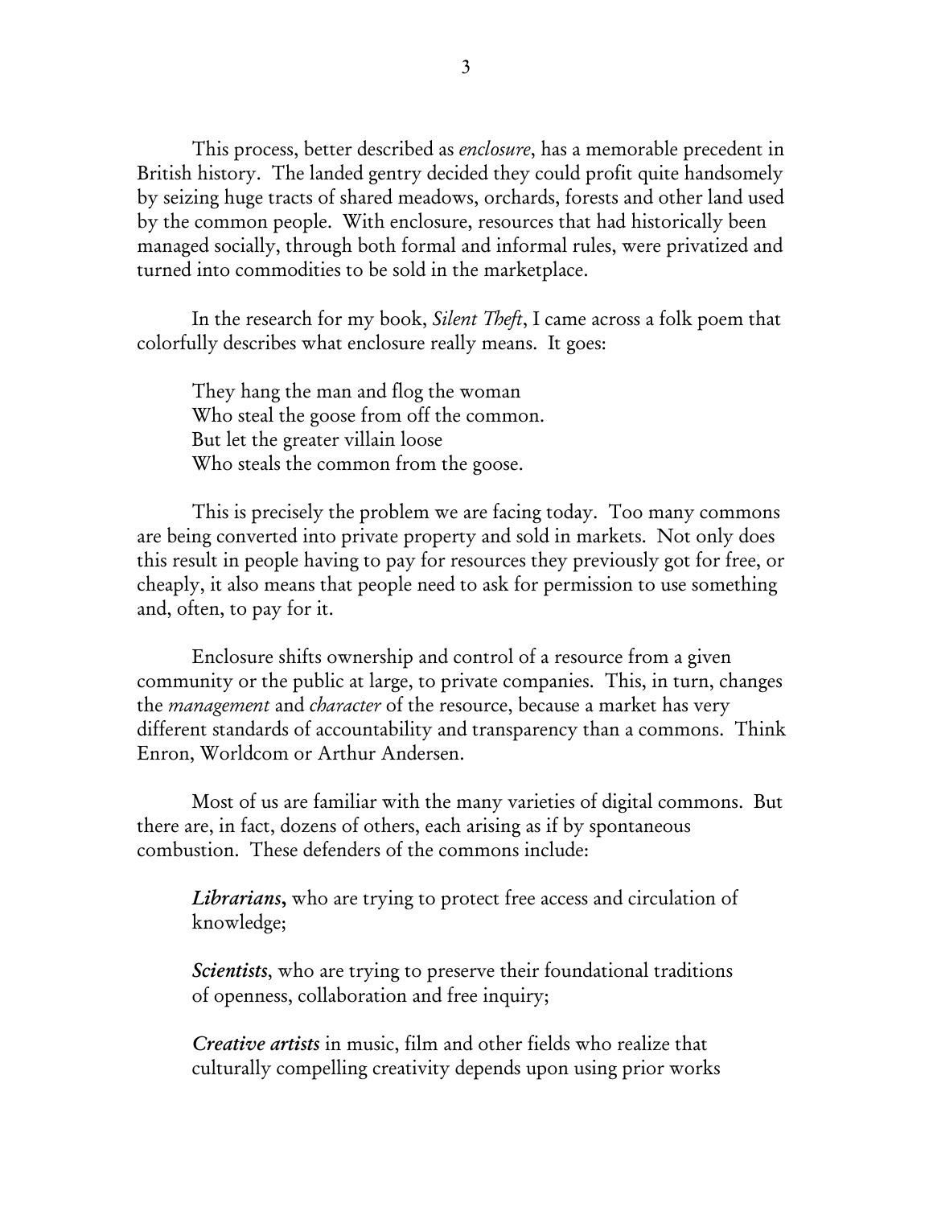This process, better described as *enclosure*, has a memorable precedent in British history. The landed gentry decided they could profit quite handsomely by seizing huge tracts of shared meadows, orchards, forests and other land used by the common people. With enclosure, resources that had historically been managed socially, through both formal and informal rules, were privatized and turned into commodities to be sold in the marketplace.

In the research for my book, *Silent Theft*, I came across a folk poem that colorfully describes what enclosure really means. It goes:

> They hang the man and flog the woman
> Who steal the goose from off the common.
> But let the greater villain loose
> Who steals the common from the goose.

This is precisely the problem we are facing today. Too many commons are being converted into private property and sold in markets. Not only does this result in people having to pay for resources they previously got for free, or cheaply, it also means that people need to ask for permission to use something and, often, to pay for it.

Enclosure shifts ownership and control of a resource from a given community or the public at large, to private companies. This, in turn, changes the *management* and *character* of the resource, because a market has very different standards of accountability and transparency than a commons. Think Enron, Worldcom or Arthur Andersen.

Most of us are familiar with the many varieties of digital commons. But there are, in fact, dozens of others, each arising as if by spontaneous combustion. These defenders of the commons include:

***Librarians***, who are trying to protect free access and circulation of knowledge;

***Scientists***, who are trying to preserve their foundational traditions of openness, collaboration and free inquiry;

***Creative artists*** in music, film and other fields who realize that culturally compelling creativity depends upon using prior works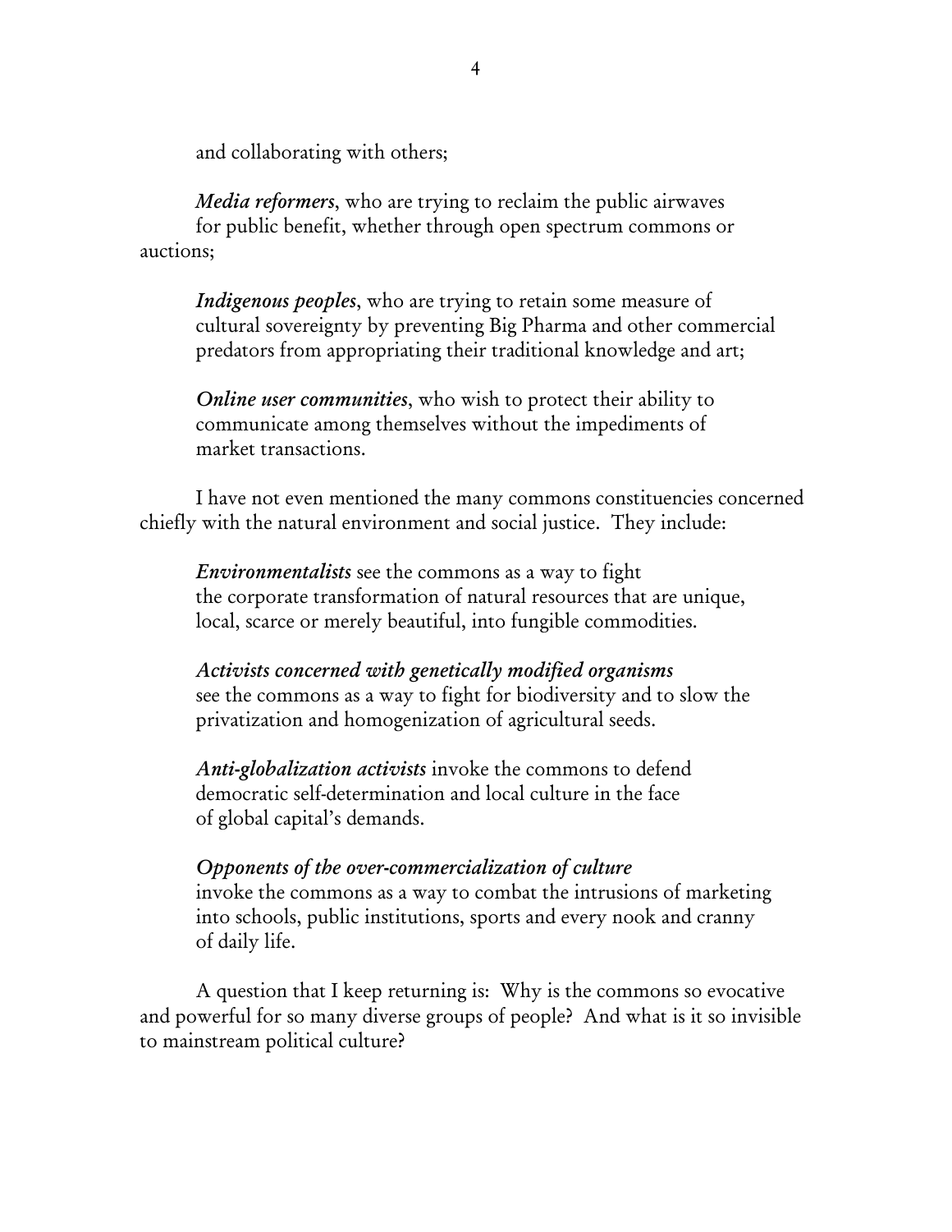and collaborating with others;

*Media reformers*, who are trying to reclaim the public airwaves for public benefit, whether through open spectrum commons or auctions;

*Indigenous peoples*, who are trying to retain some measure of cultural sovereignty by preventing Big Pharma and other commercial predators from appropriating their traditional knowledge and art;

*Online user communities*, who wish to protect their ability to communicate among themselves without the impediments of market transactions.

I have not even mentioned the many commons constituencies concerned chiefly with the natural environment and social justice. They include:

*Environmentalists* see the commons as a way to fight the corporate transformation of natural resources that are unique, local, scarce or merely beautiful, into fungible commodities.

*Activists concerned with genetically modified organisms* see the commons as a way to fight for biodiversity and to slow the privatization and homogenization of agricultural seeds.

*Anti-globalization activists* invoke the commons to defend democratic self-determination and local culture in the face of global capital's demands.

*Opponents of the over-commercialization of culture* invoke the commons as a way to combat the intrusions of marketing into schools, public institutions, sports and every nook and cranny of daily life.

A question that I keep returning is: Why is the commons so evocative and powerful for so many diverse groups of people? And what is it so invisible to mainstream political culture?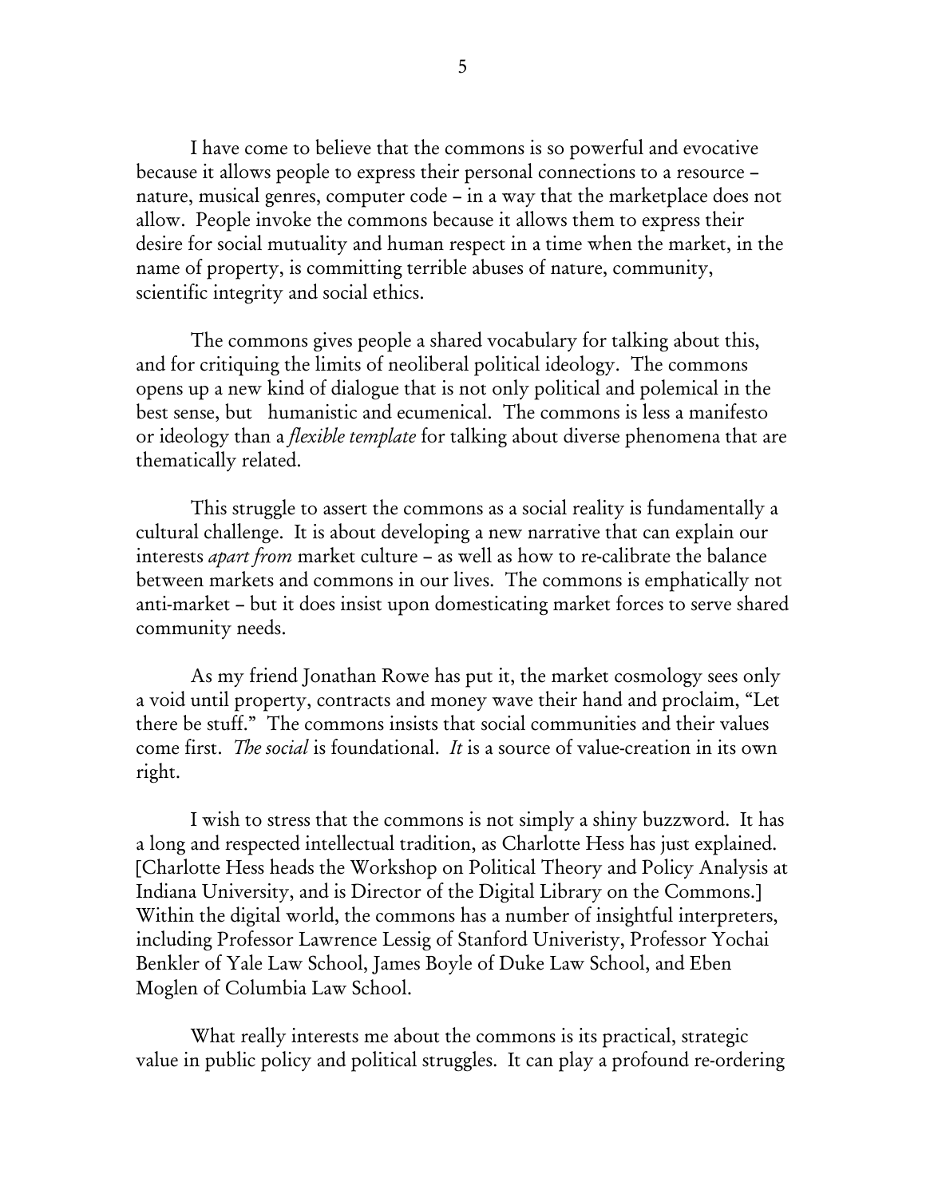I have come to believe that the commons is so powerful and evocative because it allows people to express their personal connections to a resource – nature, musical genres, computer code – in a way that the marketplace does not allow. People invoke the commons because it allows them to express their desire for social mutuality and human respect in a time when the market, in the name of property, is committing terrible abuses of nature, community, scientific integrity and social ethics.

The commons gives people a shared vocabulary for talking about this, and for critiquing the limits of neoliberal political ideology. The commons opens up a new kind of dialogue that is not only political and polemical in the best sense, but humanistic and ecumenical. The commons is less a manifesto or ideology than a *flexible template* for talking about diverse phenomena that are thematically related.

This struggle to assert the commons as a social reality is fundamentally a cultural challenge. It is about developing a new narrative that can explain our interests *apart from* market culture – as well as how to re-calibrate the balance between markets and commons in our lives. The commons is emphatically not anti-market – but it does insist upon domesticating market forces to serve shared community needs.

As my friend Jonathan Rowe has put it, the market cosmology sees only a void until property, contracts and money wave their hand and proclaim, "Let there be stuff." The commons insists that social communities and their values come first. *The social* is foundational. *It* is a source of value-creation in its own right.

I wish to stress that the commons is not simply a shiny buzzword. It has a long and respected intellectual tradition, as Charlotte Hess has just explained. [Charlotte Hess heads the Workshop on Political Theory and Policy Analysis at Indiana University, and is Director of the Digital Library on the Commons.] Within the digital world, the commons has a number of insightful interpreters, including Professor Lawrence Lessig of Stanford Univeristy, Professor Yochai Benkler of Yale Law School, James Boyle of Duke Law School, and Eben Moglen of Columbia Law School.

What really interests me about the commons is its practical, strategic value in public policy and political struggles. It can play a profound re-ordering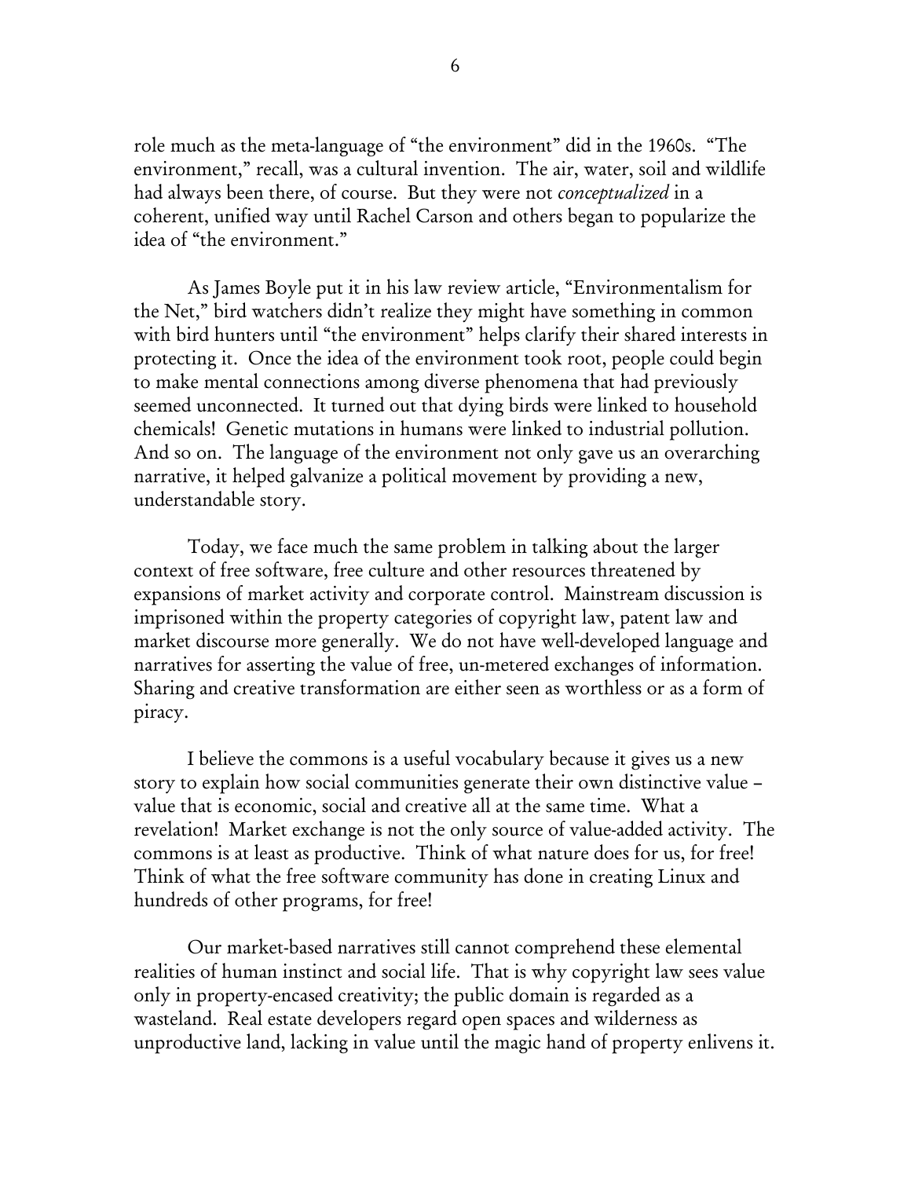role much as the meta-language of "the environment" did in the 1960s. "The environment," recall, was a cultural invention. The air, water, soil and wildlife had always been there, of course. But they were not *conceptualized* in a coherent, unified way until Rachel Carson and others began to popularize the idea of "the environment."

As James Boyle put it in his law review article, "Environmentalism for the Net," bird watchers didn't realize they might have something in common with bird hunters until "the environment" helps clarify their shared interests in protecting it. Once the idea of the environment took root, people could begin to make mental connections among diverse phenomena that had previously seemed unconnected. It turned out that dying birds were linked to household chemicals! Genetic mutations in humans were linked to industrial pollution. And so on. The language of the environment not only gave us an overarching narrative, it helped galvanize a political movement by providing a new, understandable story.

Today, we face much the same problem in talking about the larger context of free software, free culture and other resources threatened by expansions of market activity and corporate control. Mainstream discussion is imprisoned within the property categories of copyright law, patent law and market discourse more generally. We do not have well-developed language and narratives for asserting the value of free, un-metered exchanges of information. Sharing and creative transformation are either seen as worthless or as a form of piracy.

I believe the commons is a useful vocabulary because it gives us a new story to explain how social communities generate their own distinctive value – value that is economic, social and creative all at the same time. What a revelation! Market exchange is not the only source of value-added activity. The commons is at least as productive. Think of what nature does for us, for free! Think of what the free software community has done in creating Linux and hundreds of other programs, for free!

Our market-based narratives still cannot comprehend these elemental realities of human instinct and social life. That is why copyright law sees value only in property-encased creativity; the public domain is regarded as a wasteland. Real estate developers regard open spaces and wilderness as unproductive land, lacking in value until the magic hand of property enlivens it.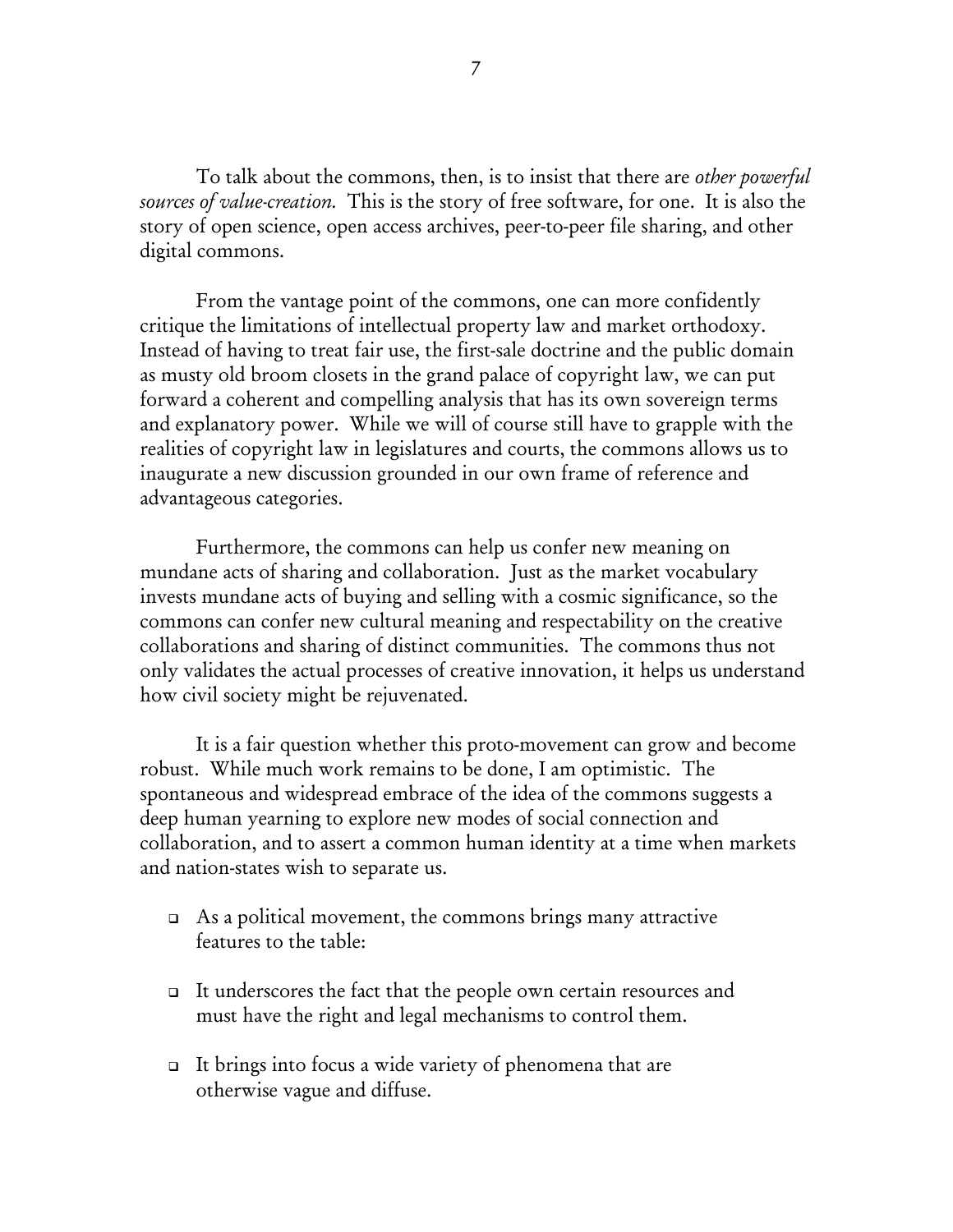To talk about the commons, then, is to insist that there are *other powerful sources of value-creation.* This is the story of free software, for one. It is also the story of open science, open access archives, peer-to-peer file sharing, and other digital commons.

From the vantage point of the commons, one can more confidently critique the limitations of intellectual property law and market orthodoxy. Instead of having to treat fair use, the first-sale doctrine and the public domain as musty old broom closets in the grand palace of copyright law, we can put forward a coherent and compelling analysis that has its own sovereign terms and explanatory power. While we will of course still have to grapple with the realities of copyright law in legislatures and courts, the commons allows us to inaugurate a new discussion grounded in our own frame of reference and advantageous categories.

Furthermore, the commons can help us confer new meaning on mundane acts of sharing and collaboration. Just as the market vocabulary invests mundane acts of buying and selling with a cosmic significance, so the commons can confer new cultural meaning and respectability on the creative collaborations and sharing of distinct communities. The commons thus not only validates the actual processes of creative innovation, it helps us understand how civil society might be rejuvenated.

It is a fair question whether this proto-movement can grow and become robust. While much work remains to be done, I am optimistic. The spontaneous and widespread embrace of the idea of the commons suggests a deep human yearning to explore new modes of social connection and collaboration, and to assert a common human identity at a time when markets and nation-states wish to separate us.

- As a political movement, the commons brings many attractive features to the table:
- It underscores the fact that the people own certain resources and must have the right and legal mechanisms to control them.
- It brings into focus a wide variety of phenomena that are otherwise vague and diffuse.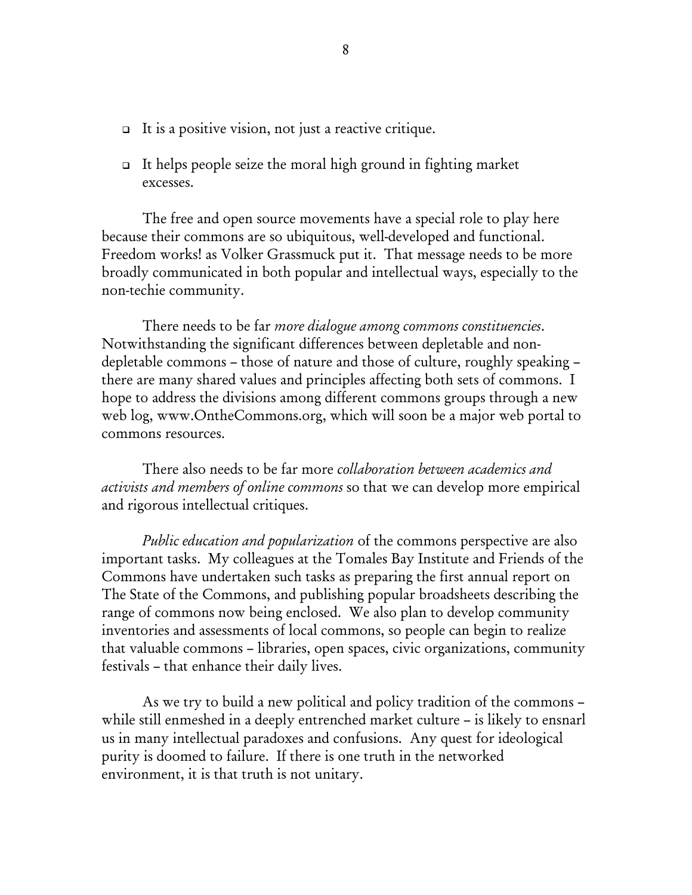- It is a positive vision, not just a reactive critique.

- It helps people seize the moral high ground in fighting market excesses.

The free and open source movements have a special role to play here because their commons are so ubiquitous, well-developed and functional. Freedom works! as Volker Grassmuck put it. That message needs to be more broadly communicated in both popular and intellectual ways, especially to the non-techie community.

There needs to be far *more dialogue among commons constituencies*. Notwithstanding the significant differences between depletable and non-depletable commons – those of nature and those of culture, roughly speaking – there are many shared values and principles affecting both sets of commons. I hope to address the divisions among different commons groups through a new web log, www.OntheCommons.org, which will soon be a major web portal to commons resources.

There also needs to be far more *collaboration between academics and activists and members of online commons* so that we can develop more empirical and rigorous intellectual critiques.

*Public education and popularization* of the commons perspective are also important tasks. My colleagues at the Tomales Bay Institute and Friends of the Commons have undertaken such tasks as preparing the first annual report on The State of the Commons, and publishing popular broadsheets describing the range of commons now being enclosed. We also plan to develop community inventories and assessments of local commons, so people can begin to realize that valuable commons – libraries, open spaces, civic organizations, community festivals – that enhance their daily lives.

As we try to build a new political and policy tradition of the commons – while still enmeshed in a deeply entrenched market culture – is likely to ensnarl us in many intellectual paradoxes and confusions. Any quest for ideological purity is doomed to failure. If there is one truth in the networked environment, it is that truth is not unitary.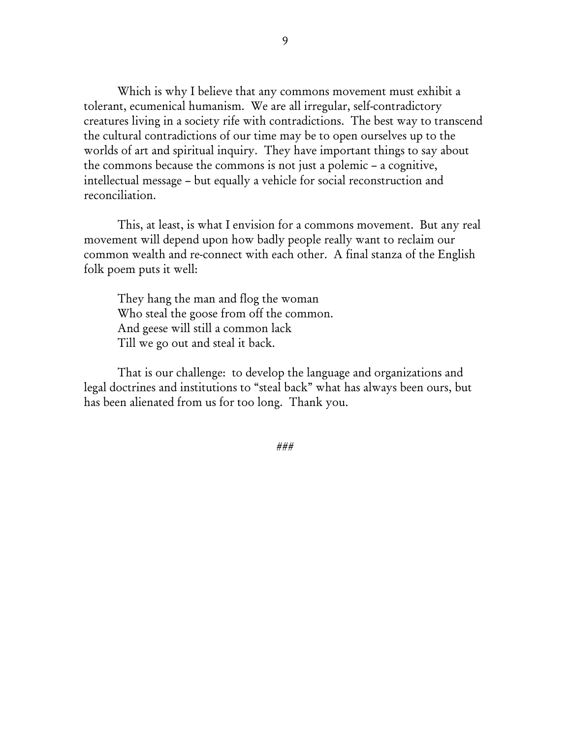Which is why I believe that any commons movement must exhibit a tolerant, ecumenical humanism. We are all irregular, self-contradictory creatures living in a society rife with contradictions. The best way to transcend the cultural contradictions of our time may be to open ourselves up to the worlds of art and spiritual inquiry. They have important things to say about the commons because the commons is not just a polemic – a cognitive, intellectual message – but equally a vehicle for social reconstruction and reconciliation.

This, at least, is what I envision for a commons movement. But any real movement will depend upon how badly people really want to reclaim our common wealth and re-connect with each other. A final stanza of the English folk poem puts it well:

> They hang the man and flog the woman
> Who steal the goose from off the common.
> And geese will still a common lack
> Till we go out and steal it back.

That is our challenge: to develop the language and organizations and legal doctrines and institutions to "steal back" what has always been ours, but has been alienated from us for too long. Thank you.

###